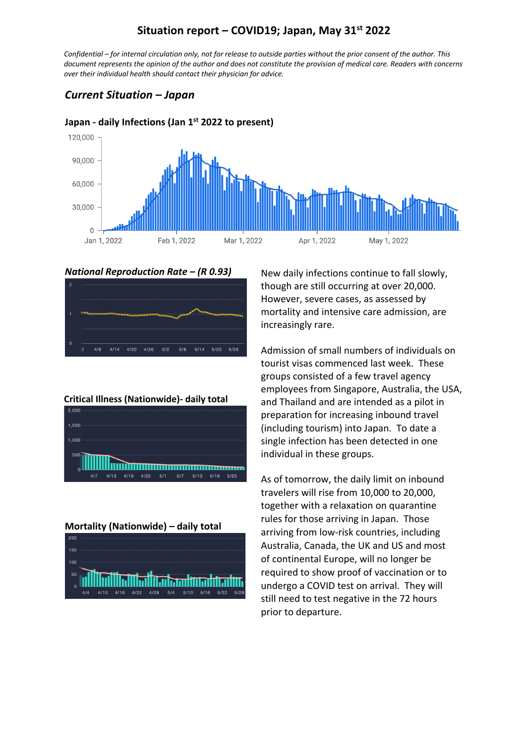# Situation report – COVID19; Japan, May 31st 2022

*Confidential – for internal circulation only, not for release to outside parties without the prior consent of the author. This document represents the opinion of the author and does not constitute the provision of medical care. Readers with concerns over their individual health should contact their physician for advice.*

## *Current Situation – Japan*

**Japan - daily Infections (Jan 1st 2022 to present)**

***National Reproduction Rate – (R 0.93)***

**Critical Illness (Nationwide)- daily total**

**Mortality (Nationwide) – daily total**

New daily infections continue to fall slowly, though are still occurring at over 20,000. However, severe cases, as assessed by mortality and intensive care admission, are increasingly rare.

Admission of small numbers of individuals on tourist visas commenced last week. These groups consisted of a few travel agency employees from Singapore, Australia, the USA, and Thailand and are intended as a pilot in preparation for increasing inbound travel (including tourism) into Japan. To date a single infection has been detected in one individual in these groups.

As of tomorrow, the daily limit on inbound travelers will rise from 10,000 to 20,000, together with a relaxation on quarantine rules for those arriving in Japan. Those arriving from low-risk countries, including Australia, Canada, the UK and US and most of continental Europe, will no longer be required to show proof of vaccination or to undergo a COVID test on arrival. They will still need to test negative in the 72 hours prior to departure.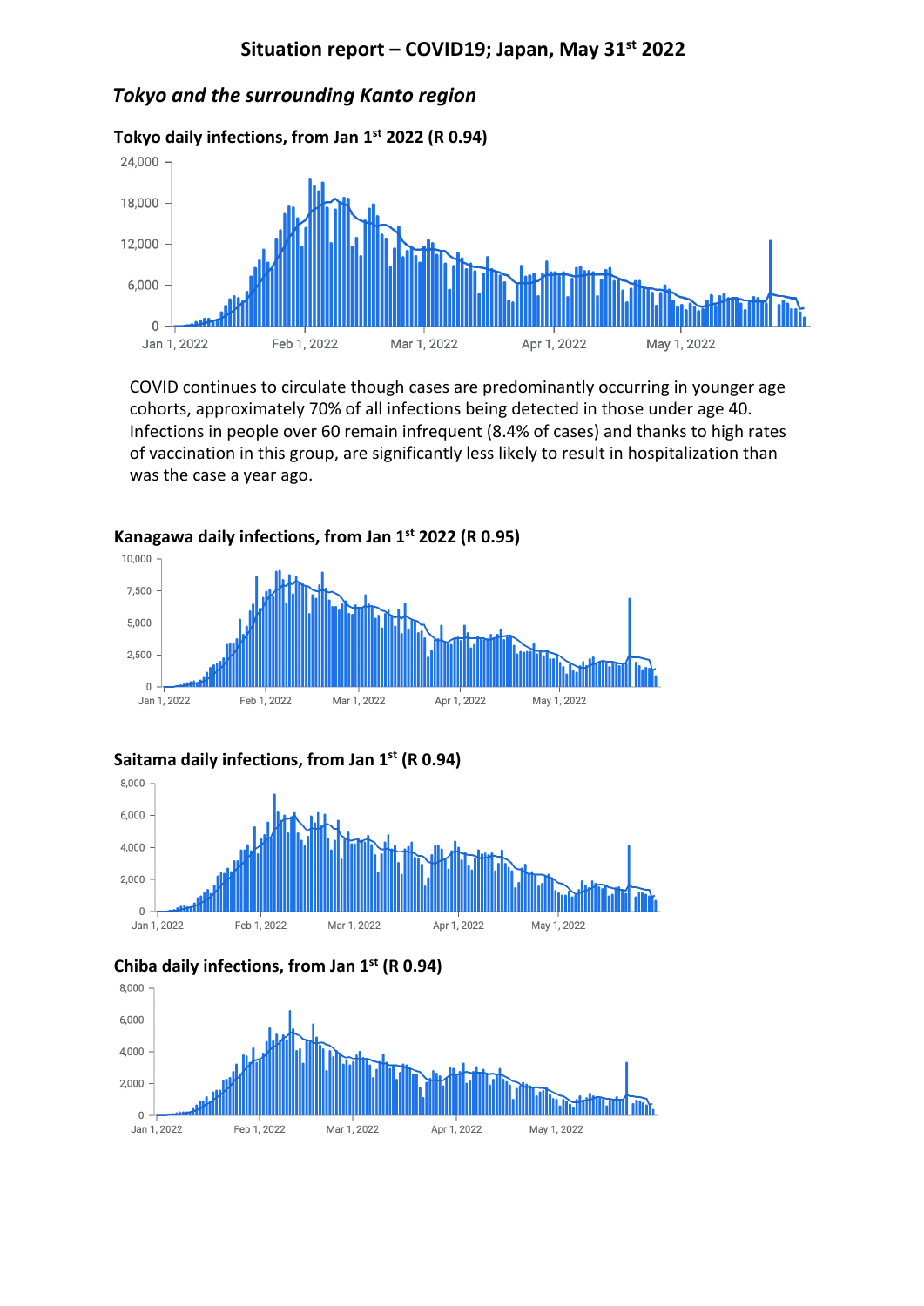# Situation report – COVID19; Japan, May 31st 2022

## *Tokyo and the surrounding Kanto region*

**Tokyo daily infections, from Jan 1st 2022 (R 0.94)**

COVID continues to circulate though cases are predominantly occurring in younger age cohorts, approximately 70% of all infections being detected in those under age 40. Infections in people over 60 remain infrequent (8.4% of cases) and thanks to high rates of vaccination in this group, are significantly less likely to result in hospitalization than was the case a year ago.

**Kanagawa daily infections, from Jan 1st 2022 (R 0.95)**

**Saitama daily infections, from Jan 1st (R 0.94)**

**Chiba daily infections, from Jan 1st (R 0.94)**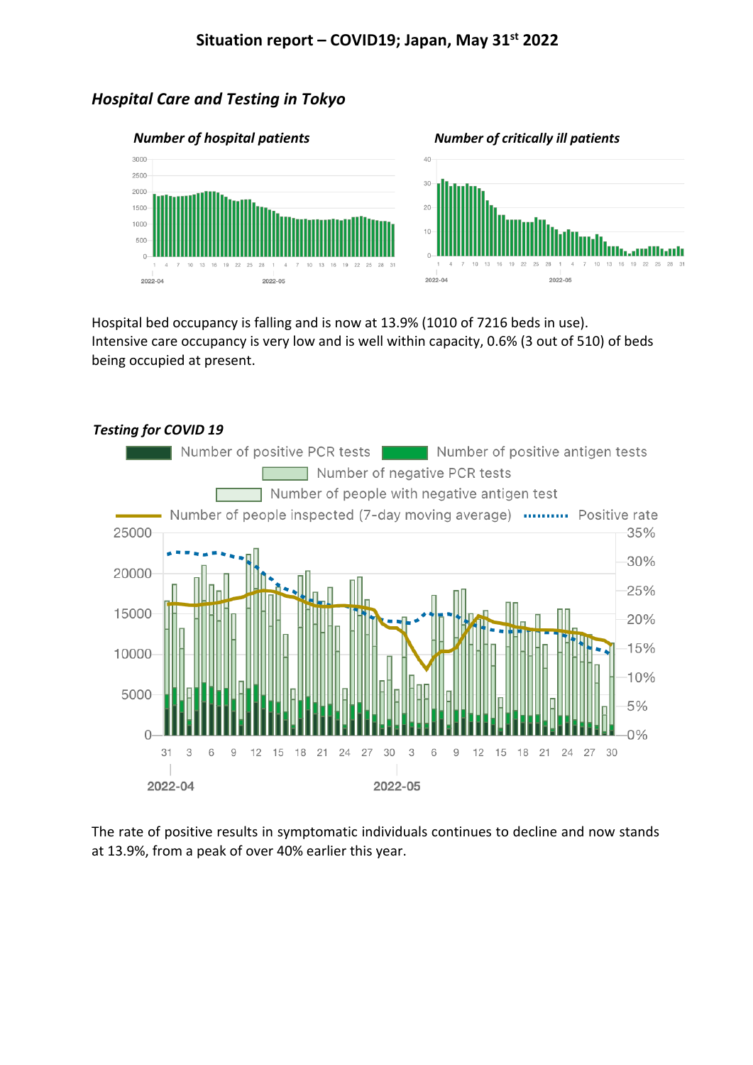## Situation report – COVID19; Japan, May 31st 2022

### *Hospital Care and Testing in Tokyo*

***Number of hospital patients***

***Number of critically ill patients***

Hospital bed occupancy is falling and is now at 13.9% (1010 of 7216 beds in use). Intensive care occupancy is very low and is well within capacity, 0.6% (3 out of 510) of beds being occupied at present.

### *Testing for COVID 19*

The rate of positive results in symptomatic individuals continues to decline and now stands at 13.9%, from a peak of over 40% earlier this year.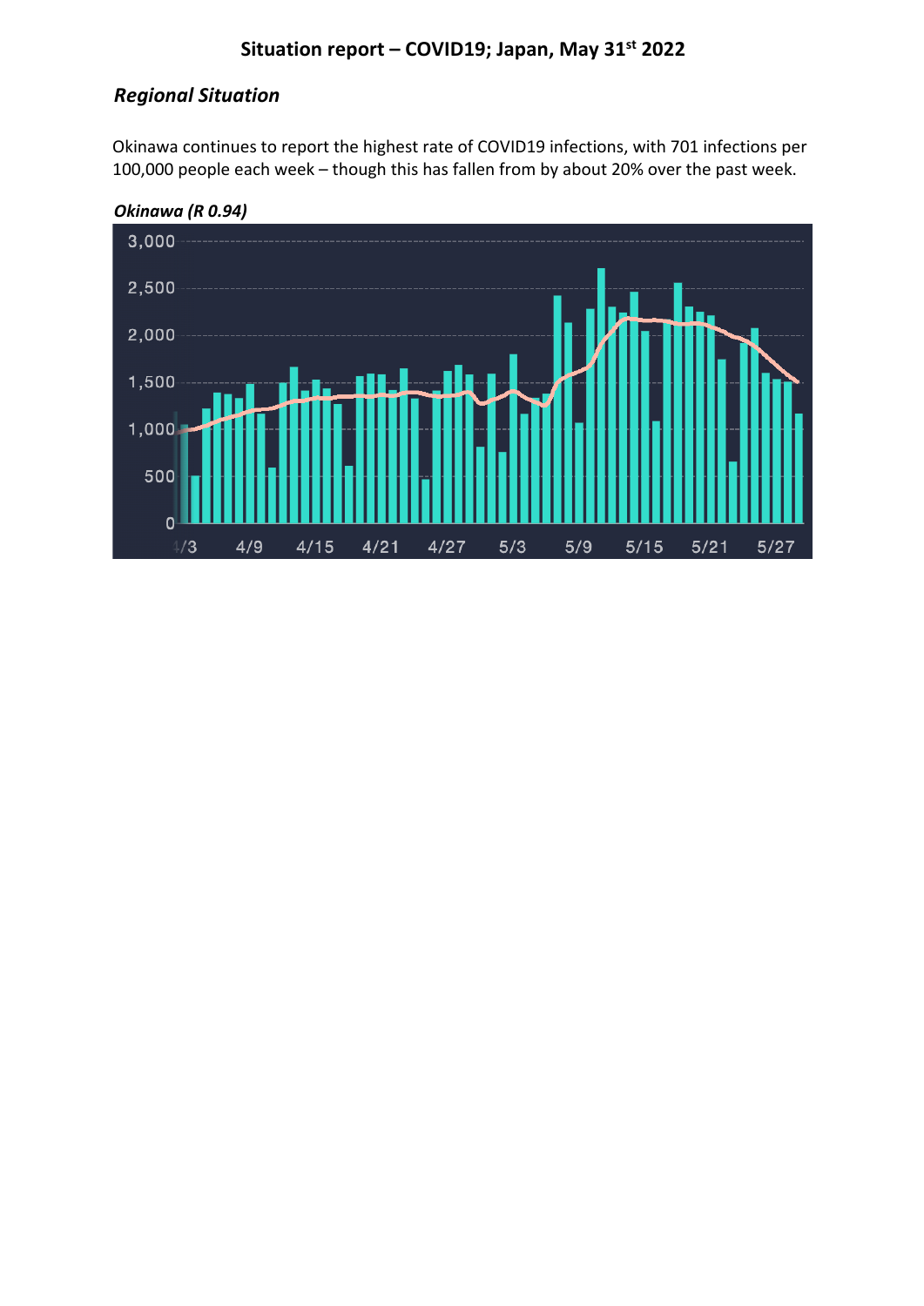## Situation report – COVID19; Japan, May 31st 2022

### *Regional Situation*

Okinawa continues to report the highest rate of COVID19 infections, with 701 infections per 100,000 people each week – though this has fallen from by about 20% over the past week.

***Okinawa (R 0.94)***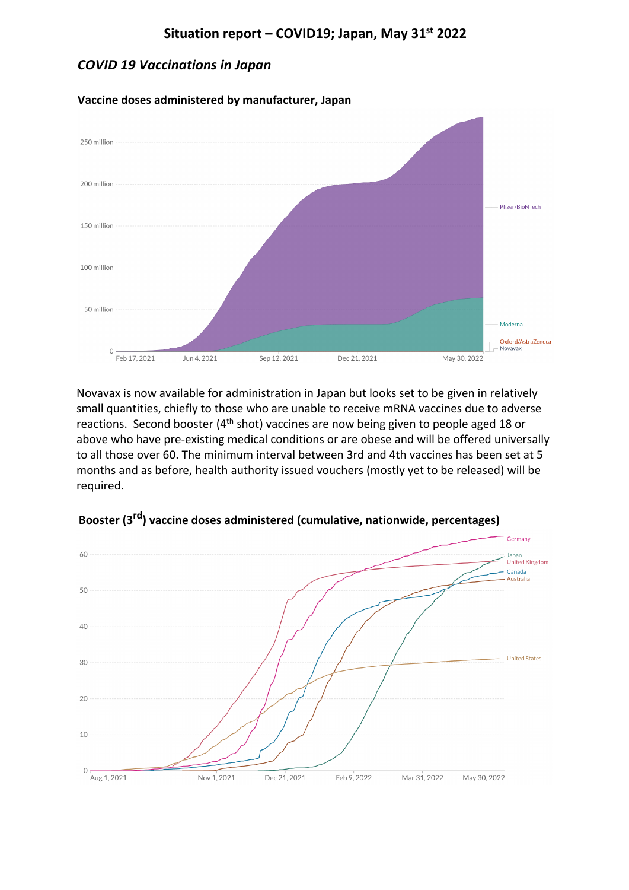# Situation report – COVID19; Japan, May 31st 2022

## *COVID 19 Vaccinations in Japan*

**Vaccine doses administered by manufacturer, Japan**

Novavax is now available for administration in Japan but looks set to be given in relatively small quantities, chiefly to those who are unable to receive mRNA vaccines due to adverse reactions. Second booster (4th shot) vaccines are now being given to people aged 18 or above who have pre-existing medical conditions or are obese and will be offered universally to all those over 60. The minimum interval between 3rd and 4th vaccines has been set at 5 months and as before, health authority issued vouchers (mostly yet to be released) will be required.

**Booster (3rd) vaccine doses administered (cumulative, nationwide, percentages)**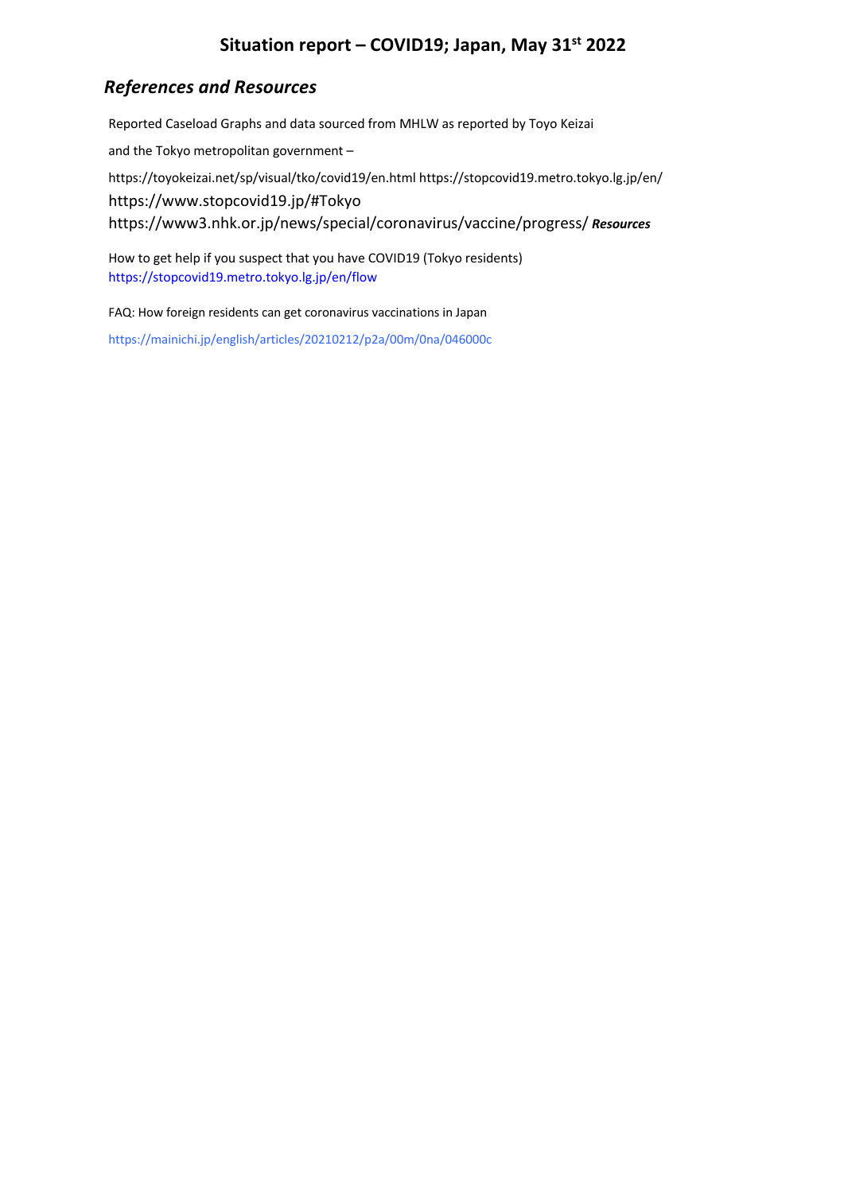## *References and Resources*

Reported Caseload Graphs and data sourced from MHLW as reported by Toyo Keizai

and the Tokyo metropolitan government –

https://toyokeizai.net/sp/visual/tko/covid19/en.html https://stopcovid19.metro.tokyo.lg.jp/en/
https://www.stopcovid19.jp/#Tokyo
https://www3.nhk.or.jp/news/special/coronavirus/vaccine/progress/ ***Resources***

How to get help if you suspect that you have COVID19 (Tokyo residents)
https://stopcovid19.metro.tokyo.lg.jp/en/flow

FAQ: How foreign residents can get coronavirus vaccinations in Japan

https://mainichi.jp/english/articles/20210212/p2a/00m/0na/046000c